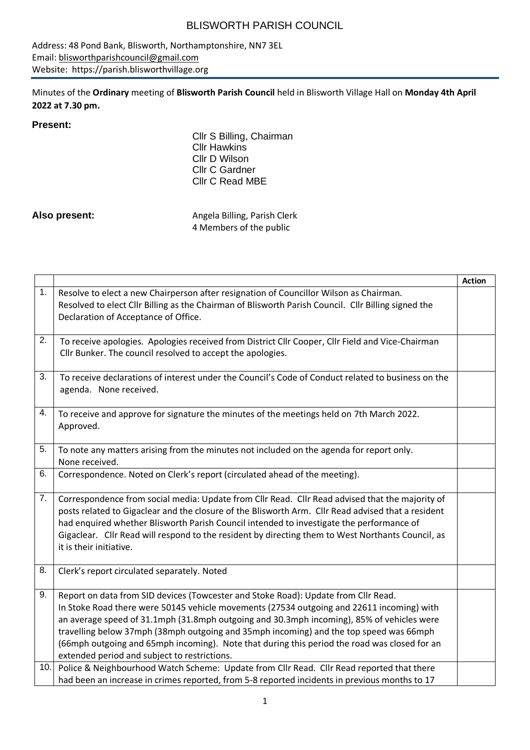# BLISWORTH PARISH COUNCIL

Address: 48 Pond Bank, Blisworth, Northamptonshire, NN7 3EL
Email: blisworthparishcouncil@gmail.com
Website: https://parish.blisworthvillage.org

Minutes of the **Ordinary** meeting of **Blisworth Parish Council** held in Blisworth Village Hall on **Monday 4th April 2022 at 7.30 pm.**

**Present:**

Cllr S Billing, Chairman
Cllr Hawkins
Cllr D Wilson
Cllr C Gardner
Cllr C Read MBE

**Also present:**

Angela Billing, Parish Clerk
4 Members of the public

| | | **Action** |
|---|---|---|
| 1. | Resolve to elect a new Chairperson after resignation of Councillor Wilson as Chairman. Resolved to elect Cllr Billing as the Chairman of Blisworth Parish Council. Cllr Billing signed the Declaration of Acceptance of Office. | |
| 2. | To receive apologies. Apologies received from District Cllr Cooper, Cllr Field and Vice-Chairman Cllr Bunker. The council resolved to accept the apologies. | |
| 3. | To receive declarations of interest under the Council's Code of Conduct related to business on the agenda. None received. | |
| 4. | To receive and approve for signature the minutes of the meetings held on 7th March 2022. Approved. | |
| 5. | To note any matters arising from the minutes not included on the agenda for report only. None received. | |
| 6. | Correspondence. Noted on Clerk's report (circulated ahead of the meeting). | |
| 7. | Correspondence from social media: Update from Cllr Read. Cllr Read advised that the majority of posts related to Gigaclear and the closure of the Blisworth Arm. Cllr Read advised that a resident had enquired whether Blisworth Parish Council intended to investigate the performance of Gigaclear. Cllr Read will respond to the resident by directing them to West Northants Council, as it is their initiative. | |
| 8. | Clerk's report circulated separately. Noted | |
| 9. | Report on data from SID devices (Towcester and Stoke Road): Update from Cllr Read. In Stoke Road there were 50145 vehicle movements (27534 outgoing and 22611 incoming) with an average speed of 31.1mph (31.8mph outgoing and 30.3mph incoming), 85% of vehicles were travelling below 37mph (38mph outgoing and 35mph incoming) and the top speed was 66mph (66mph outgoing and 65mph incoming). Note that during this period the road was closed for an extended period and subject to restrictions. | |
| 10. | Police & Neighbourhood Watch Scheme: Update from Cllr Read. Cllr Read reported that there had been an increase in crimes reported, from 5-8 reported incidents in previous months to 17 | |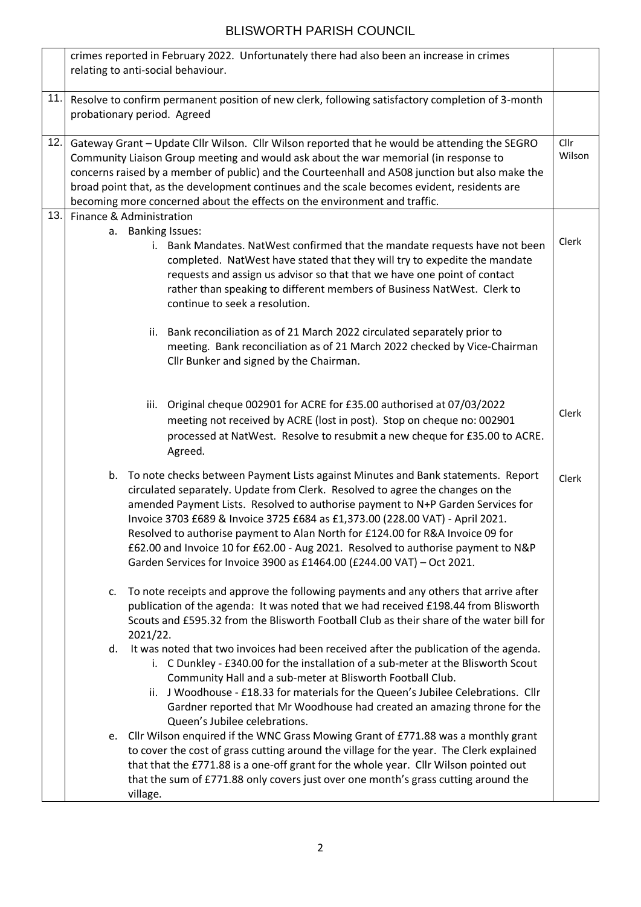| | | |
|---|---|---|
| | crimes reported in February 2022. Unfortunately there had also been an increase in crimes relating to anti-social behaviour. | |
| 11. | Resolve to confirm permanent position of new clerk, following satisfactory completion of 3-month probationary period. Agreed | |
| 12. | Gateway Grant – Update Cllr Wilson. Cllr Wilson reported that he would be attending the SEGRO Community Liaison Group meeting and would ask about the war memorial (in response to concerns raised by a member of public) and the Courteenhall and A508 junction but also make the broad point that, as the development continues and the scale becomes evident, residents are becoming more concerned about the effects on the environment and traffic. | Cllr Wilson |
| 13. | Finance & Administration<br>a. Banking Issues:<br>i. Bank Mandates. NatWest confirmed that the mandate requests have not been completed. NatWest have stated that they will try to expedite the mandate requests and assign us advisor so that that we have one point of contact rather than speaking to different members of Business NatWest. Clerk to continue to seek a resolution.<br>ii. Bank reconciliation as of 21 March 2022 circulated separately prior to meeting. Bank reconciliation as of 21 March 2022 checked by Vice-Chairman Cllr Bunker and signed by the Chairman.<br>iii. Original cheque 002901 for ACRE for £35.00 authorised at 07/03/2022 meeting not received by ACRE (lost in post). Stop on cheque no: 002901 processed at NatWest. Resolve to resubmit a new cheque for £35.00 to ACRE. Agreed. | Clerk<br><br>Clerk |
| | b. To note checks between Payment Lists against Minutes and Bank statements. Report circulated separately. Update from Clerk. Resolved to agree the changes on the amended Payment Lists. Resolved to authorise payment to N+P Garden Services for Invoice 3703 £689 & Invoice 3725 £684 as £1,373.00 (228.00 VAT) - April 2021. Resolved to authorise payment to Alan North for £124.00 for R&A Invoice 09 for £62.00 and Invoice 10 for £62.00 - Aug 2021. Resolved to authorise payment to N&P Garden Services for Invoice 3900 as £1464.00 (£244.00 VAT) – Oct 2021. | Clerk |
| | c. To note receipts and approve the following payments and any others that arrive after publication of the agenda: It was noted that we had received £198.44 from Blisworth Scouts and £595.32 from the Blisworth Football Club as their share of the water bill for 2021/22.<br>d. It was noted that two invoices had been received after the publication of the agenda.<br>i. C Dunkley - £340.00 for the installation of a sub-meter at the Blisworth Scout Community Hall and a sub-meter at Blisworth Football Club.<br>ii. J Woodhouse - £18.33 for materials for the Queen's Jubilee Celebrations. Cllr Gardner reported that Mr Woodhouse had created an amazing throne for the Queen's Jubilee celebrations.<br>e. Cllr Wilson enquired if the WNC Grass Mowing Grant of £771.88 was a monthly grant to cover the cost of grass cutting around the village for the year. The Clerk explained that that the £771.88 is a one-off grant for the whole year. Cllr Wilson pointed out that the sum of £771.88 only covers just over one month's grass cutting around the village. | |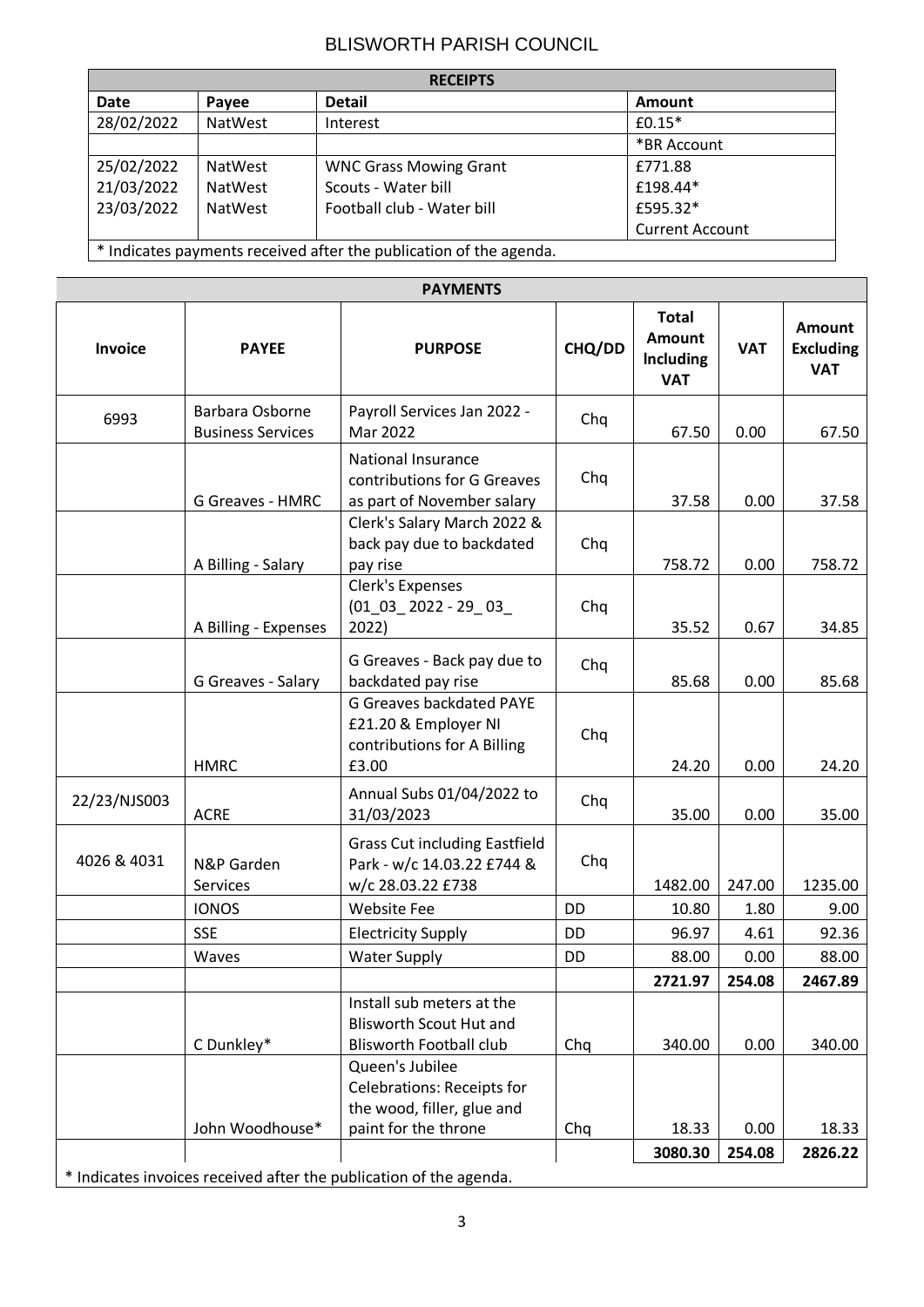BLISWORTH PARISH COUNCIL

| RECEIPTS | | | |
|---|---|---|---|
| **Date** | **Payee** | **Detail** | **Amount** |
| 28/02/2022 | NatWest | Interest | £0.15* |
| | | | *BR Account |
| 25/02/2022 | NatWest | WNC Grass Mowing Grant | £771.88 |
| 21/03/2022 | NatWest | Scouts - Water bill | £198.44* |
| 23/03/2022 | NatWest | Football club - Water bill | £595.32* |
| | | | Current Account |
| * Indicates payments received after the publication of the agenda. | | | |

| PAYMENTS | | | | | | |
|---|---|---|---|---|---|---|
| **Invoice** | **PAYEE** | **PURPOSE** | **CHQ/DD** | **Total Amount Including VAT** | **VAT** | **Amount Excluding VAT** |
| 6993 | Barbara Osborne Business Services | Payroll Services Jan 2022 - Mar 2022 | Chq | 67.50 | 0.00 | 67.50 |
| | G Greaves - HMRC | National Insurance contributions for G Greaves as part of November salary | Chq | 37.58 | 0.00 | 37.58 |
| | A Billing - Salary | Clerk's Salary March 2022 & back pay due to backdated pay rise | Chq | 758.72 | 0.00 | 758.72 |
| | A Billing - Expenses | Clerk's Expenses (01_03_ 2022 - 29_ 03_ 2022) | Chq | 35.52 | 0.67 | 34.85 |
| | G Greaves - Salary | G Greaves - Back pay due to backdated pay rise | Chq | 85.68 | 0.00 | 85.68 |
| | HMRC | G Greaves backdated PAYE £21.20 & Employer NI contributions for A Billing £3.00 | Chq | 24.20 | 0.00 | 24.20 |
| 22/23/NJS003 | ACRE | Annual Subs 01/04/2022 to 31/03/2023 | Chq | 35.00 | 0.00 | 35.00 |
| 4026 & 4031 | N&P Garden Services | Grass Cut including Eastfield Park - w/c 14.03.22 £744 & w/c 28.03.22 £738 | Chq | 1482.00 | 247.00 | 1235.00 |
| | IONOS | Website Fee | DD | 10.80 | 1.80 | 9.00 |
| | SSE | Electricity Supply | DD | 96.97 | 4.61 | 92.36 |
| | Waves | Water Supply | DD | 88.00 | 0.00 | 88.00 |
| | | | | **2721.97** | **254.08** | **2467.89** |
| | C Dunkley* | Install sub meters at the Blisworth Scout Hut and Blisworth Football club | Chq | 340.00 | 0.00 | 340.00 |
| | John Woodhouse* | Queen's Jubilee Celebrations: Receipts for the wood, filler, glue and paint for the throne | Chq | 18.33 | 0.00 | 18.33 |
| | | | | **3080.30** | **254.08** | **2826.22** |
| * Indicates invoices received after the publication of the agenda. | | | | | | |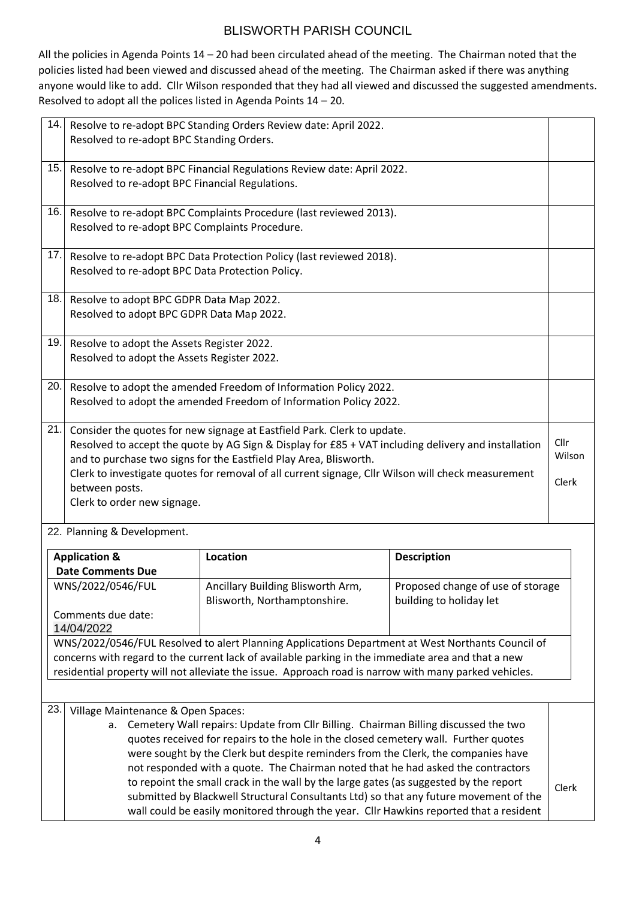# BLISWORTH PARISH COUNCIL

All the policies in Agenda Points 14 – 20 had been circulated ahead of the meeting. The Chairman noted that the policies listed had been viewed and discussed ahead of the meeting. The Chairman asked if there was anything anyone would like to add. Cllr Wilson responded that they had all viewed and discussed the suggested amendments. Resolved to adopt all the polices listed in Agenda Points 14 – 20.

| | | |
|---|---|---|
| 14. | Resolve to re-adopt BPC Standing Orders Review date: April 2022.<br>Resolved to re-adopt BPC Standing Orders. | |
| 15. | Resolve to re-adopt BPC Financial Regulations Review date: April 2022.<br>Resolved to re-adopt BPC Financial Regulations. | |
| 16. | Resolve to re-adopt BPC Complaints Procedure (last reviewed 2013).<br>Resolved to re-adopt BPC Complaints Procedure. | |
| 17. | Resolve to re-adopt BPC Data Protection Policy (last reviewed 2018).<br>Resolved to re-adopt BPC Data Protection Policy. | |
| 18. | Resolve to adopt BPC GDPR Data Map 2022.<br>Resolved to adopt BPC GDPR Data Map 2022. | |
| 19. | Resolve to adopt the Assets Register 2022.<br>Resolved to adopt the Assets Register 2022. | |
| 20. | Resolve to adopt the amended Freedom of Information Policy 2022.<br>Resolved to adopt the amended Freedom of Information Policy 2022. | |
| 21. | Consider the quotes for new signage at Eastfield Park. Clerk to update.<br>Resolved to accept the quote by AG Sign & Display for £85 + VAT including delivery and installation and to purchase two signs for the Eastfield Play Area, Blisworth.<br>Clerk to investigate quotes for removal of all current signage, Cllr Wilson will check measurement between posts.<br>Clerk to order new signage. | Cllr Wilson<br><br>Clerk |

22. Planning & Development.

| Application & Date Comments Due | Location | Description |
|---|---|---|
| WNS/2022/0546/FUL<br><br>Comments due date: 14/04/2022 | Ancillary Building Blisworth Arm, Blisworth, Northamptonshire. | Proposed change of use of storage building to holiday let |

WNS/2022/0546/FUL Resolved to alert Planning Applications Department at West Northants Council of concerns with regard to the current lack of available parking in the immediate area and that a new residential property will not alleviate the issue. Approach road is narrow with many parked vehicles.

| | | |
|---|---|---|
| 23. | Village Maintenance & Open Spaces:<br>a. Cemetery Wall repairs: Update from Cllr Billing. Chairman Billing discussed the two quotes received for repairs to the hole in the closed cemetery wall. Further quotes were sought by the Clerk but despite reminders from the Clerk, the companies have not responded with a quote. The Chairman noted that he had asked the contractors to repoint the small crack in the wall by the large gates (as suggested by the report submitted by Blackwell Structural Consultants Ltd) so that any future movement of the wall could be easily monitored through the year. Cllr Hawkins reported that a resident | Clerk |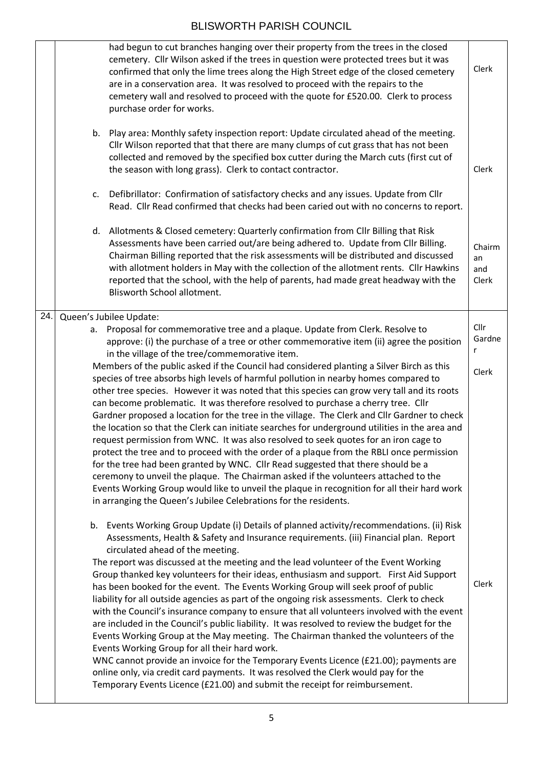| | | |
|---|---|---|
| | had begun to cut branches hanging over their property from the trees in the closed cemetery. Cllr Wilson asked if the trees in question were protected trees but it was confirmed that only the lime trees along the High Street edge of the closed cemetery are in a conservation area. It was resolved to proceed with the repairs to the cemetery wall and resolved to proceed with the quote for £520.00. Clerk to process purchase order for works. | Clerk |
| | b. Play area: Monthly safety inspection report: Update circulated ahead of the meeting. Cllr Wilson reported that that there are many clumps of cut grass that has not been collected and removed by the specified box cutter during the March cuts (first cut of the season with long grass). Clerk to contact contractor. | Clerk |
| | c. Defibrillator: Confirmation of satisfactory checks and any issues. Update from Cllr Read. Cllr Read confirmed that checks had been caried out with no concerns to report. | |
| | d. Allotments & Closed cemetery: Quarterly confirmation from Cllr Billing that Risk Assessments have been carried out/are being adhered to. Update from Cllr Billing. Chairman Billing reported that the risk assessments will be distributed and discussed with allotment holders in May with the collection of the allotment rents. Cllr Hawkins reported that the school, with the help of parents, had made great headway with the Blisworth School allotment. | Chairman and Clerk |
| 24. | Queen's Jubilee Update:<br>a. Proposal for commemorative tree and a plaque. Update from Clerk. Resolve to approve: (i) the purchase of a tree or other commemorative item (ii) agree the position in the village of the tree/commemorative item.<br>Members of the public asked if the Council had considered planting a Silver Birch as this species of tree absorbs high levels of harmful pollution in nearby homes compared to other tree species. However it was noted that this species can grow very tall and its roots can become problematic. It was therefore resolved to purchase a cherry tree. Cllr Gardner proposed a location for the tree in the village. The Clerk and Cllr Gardner to check the location so that the Clerk can initiate searches for underground utilities in the area and request permission from WNC. It was also resolved to seek quotes for an iron cage to protect the tree and to proceed with the order of a plaque from the RBLI once permission for the tree had been granted by WNC. Cllr Read suggested that there should be a ceremony to unveil the plaque. The Chairman asked if the volunteers attached to the Events Working Group would like to unveil the plaque in recognition for all their hard work in arranging the Queen's Jubilee Celebrations for the residents. | Cllr Gardner<br><br>Clerk |
| | b. Events Working Group Update (i) Details of planned activity/recommendations. (ii) Risk Assessments, Health & Safety and Insurance requirements. (iii) Financial plan. Report circulated ahead of the meeting.<br>The report was discussed at the meeting and the lead volunteer of the Event Working Group thanked key volunteers for their ideas, enthusiasm and support. First Aid Support has been booked for the event. The Events Working Group will seek proof of public liability for all outside agencies as part of the ongoing risk assessments. Clerk to check with the Council's insurance company to ensure that all volunteers involved with the event are included in the Council's public liability. It was resolved to review the budget for the Events Working Group at the May meeting. The Chairman thanked the volunteers of the Events Working Group for all their hard work.<br>WNC cannot provide an invoice for the Temporary Events Licence (£21.00); payments are online only, via credit card payments. It was resolved the Clerk would pay for the Temporary Events Licence (£21.00) and submit the receipt for reimbursement. | Clerk |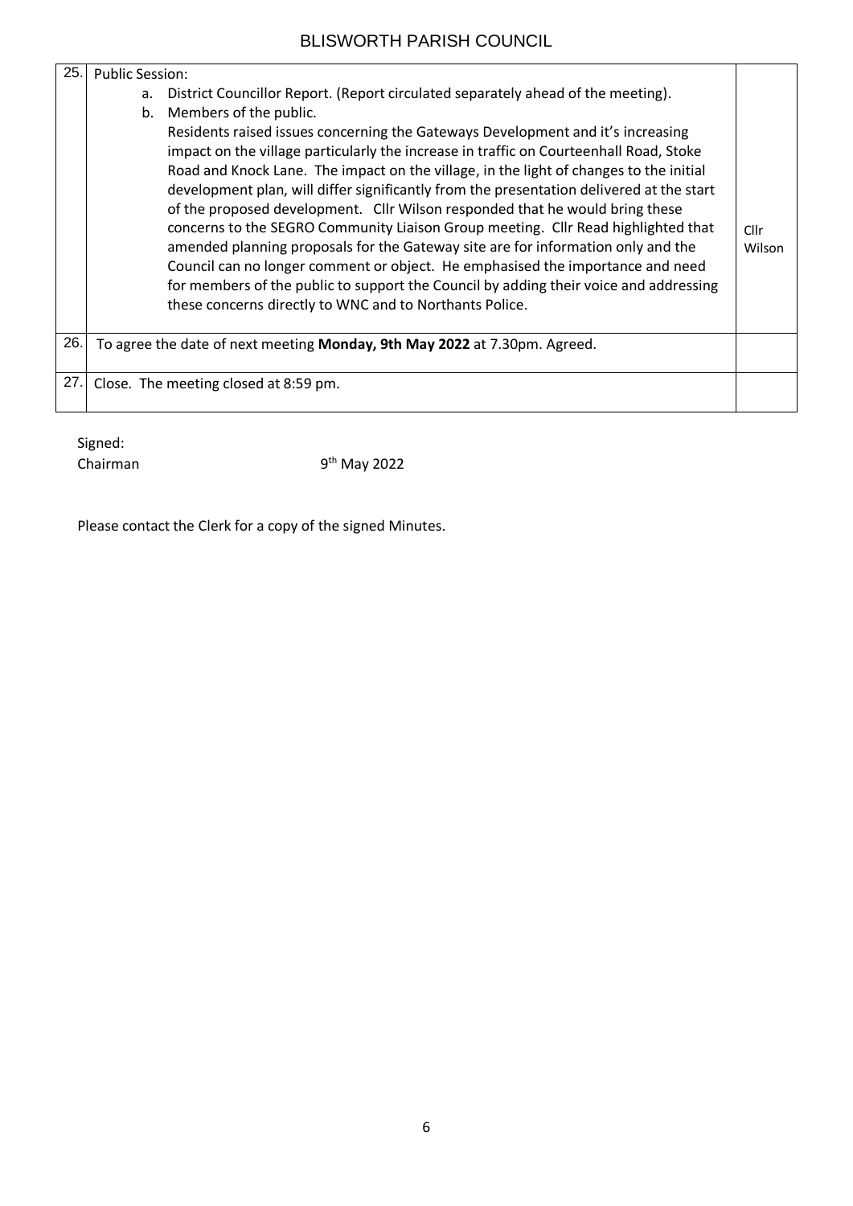| | | |
|---|---|---|
| 25. | Public Session:<br>a. District Councillor Report. (Report circulated separately ahead of the meeting).<br>b. Members of the public.<br>Residents raised issues concerning the Gateways Development and it's increasing impact on the village particularly the increase in traffic on Courteenhall Road, Stoke Road and Knock Lane. The impact on the village, in the light of changes to the initial development plan, will differ significantly from the presentation delivered at the start of the proposed development. Cllr Wilson responded that he would bring these concerns to the SEGRO Community Liaison Group meeting. Cllr Read highlighted that amended planning proposals for the Gateway site are for information only and the Council can no longer comment or object. He emphasised the importance and need for members of the public to support the Council by adding their voice and addressing these concerns directly to WNC and to Northants Police. | Cllr Wilson |
| 26. | To agree the date of next meeting **Monday, 9th May 2022** at 7.30pm. Agreed. | |
| 27. | Close. The meeting closed at 8:59 pm. | |

Signed:
Chairman 9th May 2022

Please contact the Clerk for a copy of the signed Minutes.